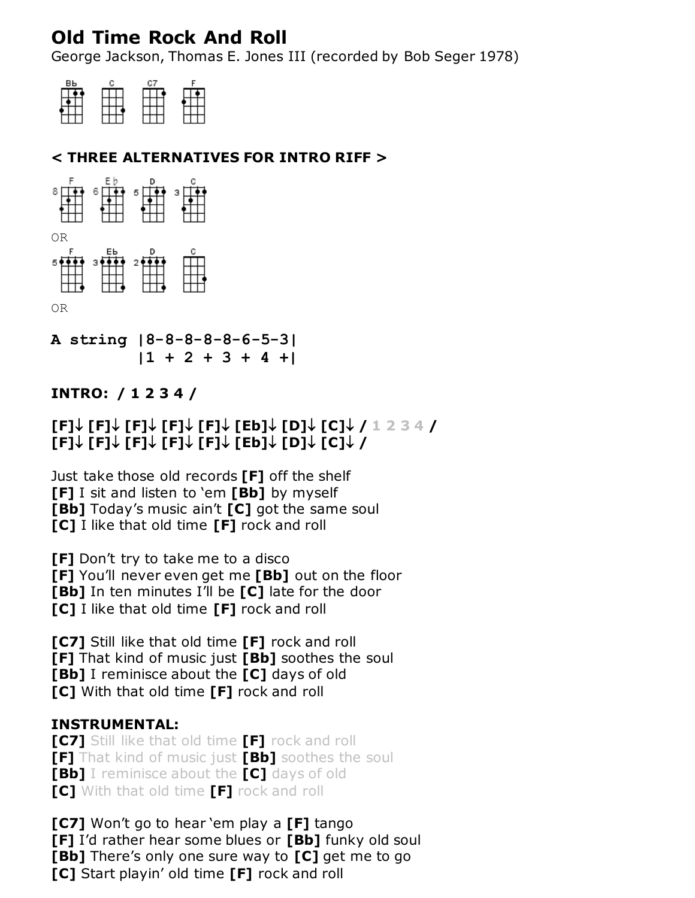# Old Time Rock And Roll

George Jackson, Thomas E. Jones III (recorded by Bob Seger 1978)

Bb C C7 F

**< THREE ALTERNATIVES FOR INTRO RIFF >**

F Eb D C

OR

F Eb D C

OR

```
A string |8-8-8-8-8-6-5-3|
         |1 + 2 + 3 + 4 +|
```

**INTRO: / 1 2 3 4 /**

**[F]↓ [F]↓ [F]↓ [F]↓ [F]↓ [Eb]↓ [D]↓ [C]↓ /** 1 2 3 4 **/**
**[F]↓ [F]↓ [F]↓ [F]↓ [F]↓ [Eb]↓ [D]↓ [C]↓ /**

Just take those old records **[F]** off the shelf
**[F]** I sit and listen to 'em **[Bb]** by myself
**[Bb]** Today's music ain't **[C]** got the same soul
**[C]** I like that old time **[F]** rock and roll

**[F]** Don't try to take me to a disco
**[F]** You'll never even get me **[Bb]** out on the floor
**[Bb]** In ten minutes I'll be **[C]** late for the door
**[C]** I like that old time **[F]** rock and roll

**[C7]** Still like that old time **[F]** rock and roll
**[F]** That kind of music just **[Bb]** soothes the soul
**[Bb]** I reminisce about the **[C]** days of old
**[C]** With that old time **[F]** rock and roll

**INSTRUMENTAL:**
**[C7]** Still like that old time **[F]** rock and roll
**[F]** That kind of music just **[Bb]** soothes the soul
**[Bb]** I reminisce about the **[C]** days of old
**[C]** With that old time **[F]** rock and roll

**[C7]** Won't go to hear 'em play a **[F]** tango
**[F]** I'd rather hear some blues or **[Bb]** funky old soul
**[Bb]** There's only one sure way to **[C]** get me to go
**[C]** Start playin' old time **[F]** rock and roll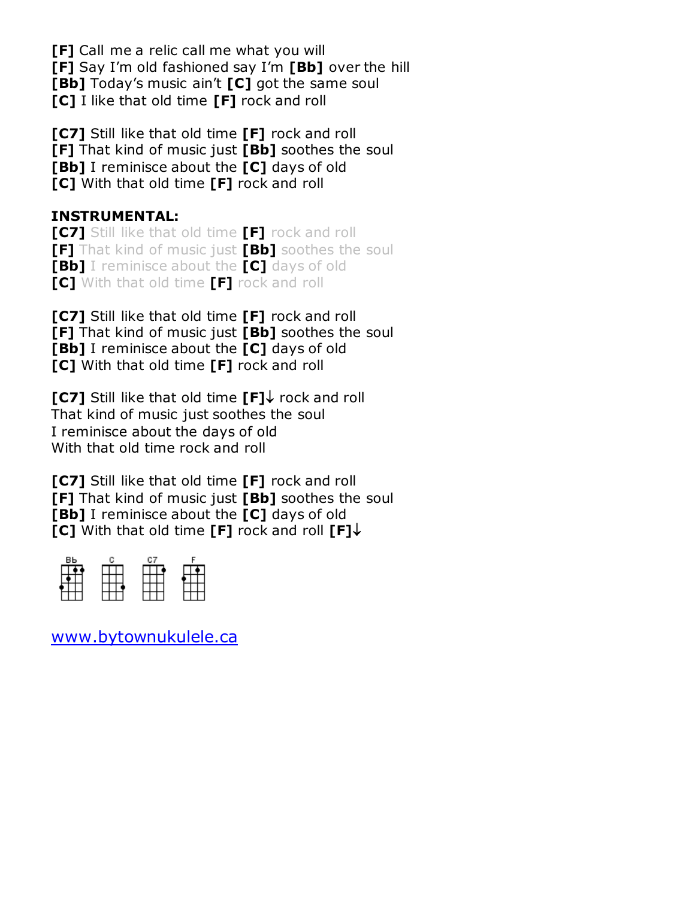**[F]** Call me a relic call me what you will
**[F]** Say I'm old fashioned say I'm **[Bb]** over the hill
**[Bb]** Today's music ain't **[C]** got the same soul
**[C]** I like that old time **[F]** rock and roll

**[C7]** Still like that old time **[F]** rock and roll
**[F]** That kind of music just **[Bb]** soothes the soul
**[Bb]** I reminisce about the **[C]** days of old
**[C]** With that old time **[F]** rock and roll

**INSTRUMENTAL:**
**[C7]** Still like that old time **[F]** rock and roll
**[F]** That kind of music just **[Bb]** soothes the soul
**[Bb]** I reminisce about the **[C]** days of old
**[C]** With that old time **[F]** rock and roll

**[C7]** Still like that old time **[F]** rock and roll
**[F]** That kind of music just **[Bb]** soothes the soul
**[Bb]** I reminisce about the **[C]** days of old
**[C]** With that old time **[F]** rock and roll

**[C7]** Still like that old time **[F]↓** rock and roll
That kind of music just soothes the soul
I reminisce about the days of old
With that old time rock and roll

**[C7]** Still like that old time **[F]** rock and roll
**[F]** That kind of music just **[Bb]** soothes the soul
**[Bb]** I reminisce about the **[C]** days of old
**[C]** With that old time **[F]** rock and roll **[F]↓**

Bb C C7 F

www.bytownukulele.ca